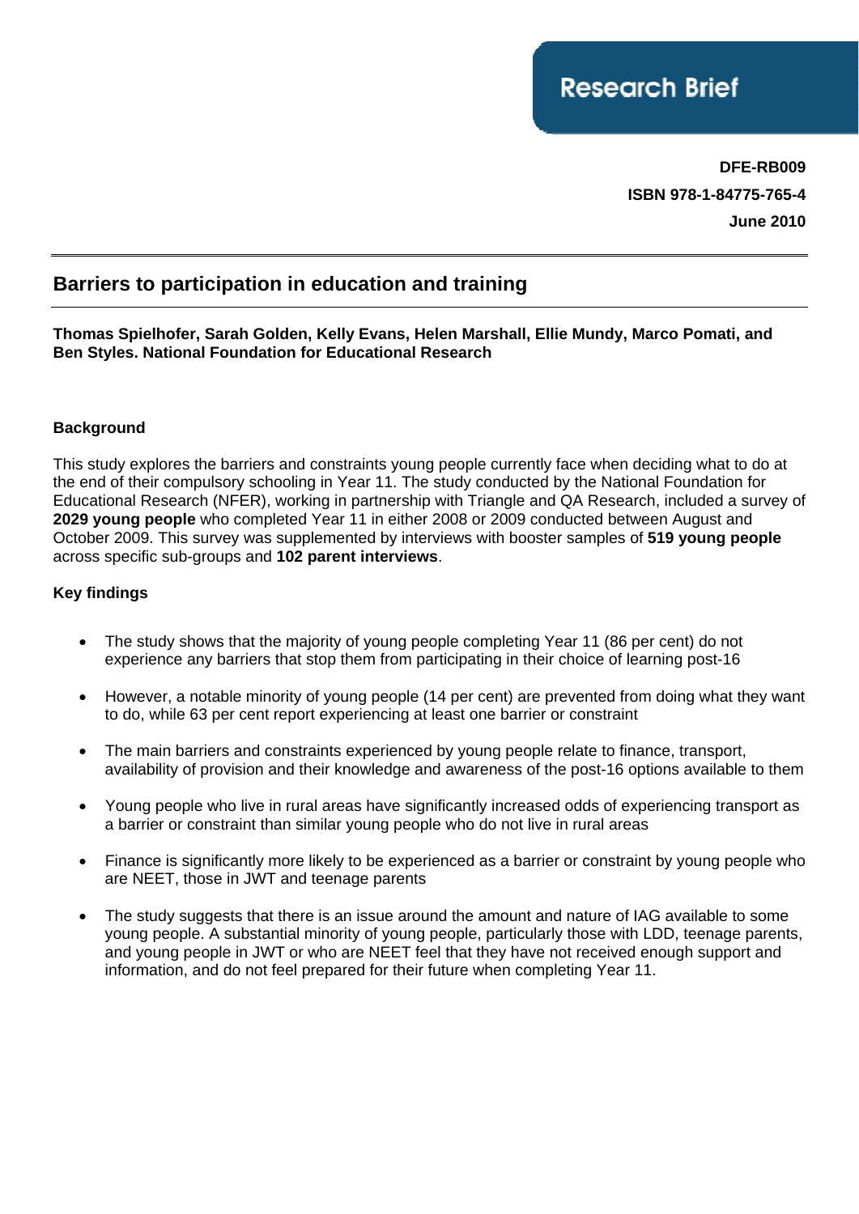Research Brief

**DFE-RB009**
**ISBN 978-1-84775-765-4**
**June 2010**

# Barriers to participation in education and training

**Thomas Spielhofer, Sarah Golden, Kelly Evans, Helen Marshall, Ellie Mundy, Marco Pomati, and Ben Styles. National Foundation for Educational Research**

## Background

This study explores the barriers and constraints young people currently face when deciding what to do at the end of their compulsory schooling in Year 11. The study conducted by the National Foundation for Educational Research (NFER), working in partnership with Triangle and QA Research, included a survey of **2029 young people** who completed Year 11 in either 2008 or 2009 conducted between August and October 2009. This survey was supplemented by interviews with booster samples of **519 young people** across specific sub-groups and **102 parent interviews**.

## Key findings

- The study shows that the majority of young people completing Year 11 (86 per cent) do not experience any barriers that stop them from participating in their choice of learning post-16
- However, a notable minority of young people (14 per cent) are prevented from doing what they want to do, while 63 per cent report experiencing at least one barrier or constraint
- The main barriers and constraints experienced by young people relate to finance, transport, availability of provision and their knowledge and awareness of the post-16 options available to them
- Young people who live in rural areas have significantly increased odds of experiencing transport as a barrier or constraint than similar young people who do not live in rural areas
- Finance is significantly more likely to be experienced as a barrier or constraint by young people who are NEET, those in JWT and teenage parents
- The study suggests that there is an issue around the amount and nature of IAG available to some young people. A substantial minority of young people, particularly those with LDD, teenage parents, and young people in JWT or who are NEET feel that they have not received enough support and information, and do not feel prepared for their future when completing Year 11.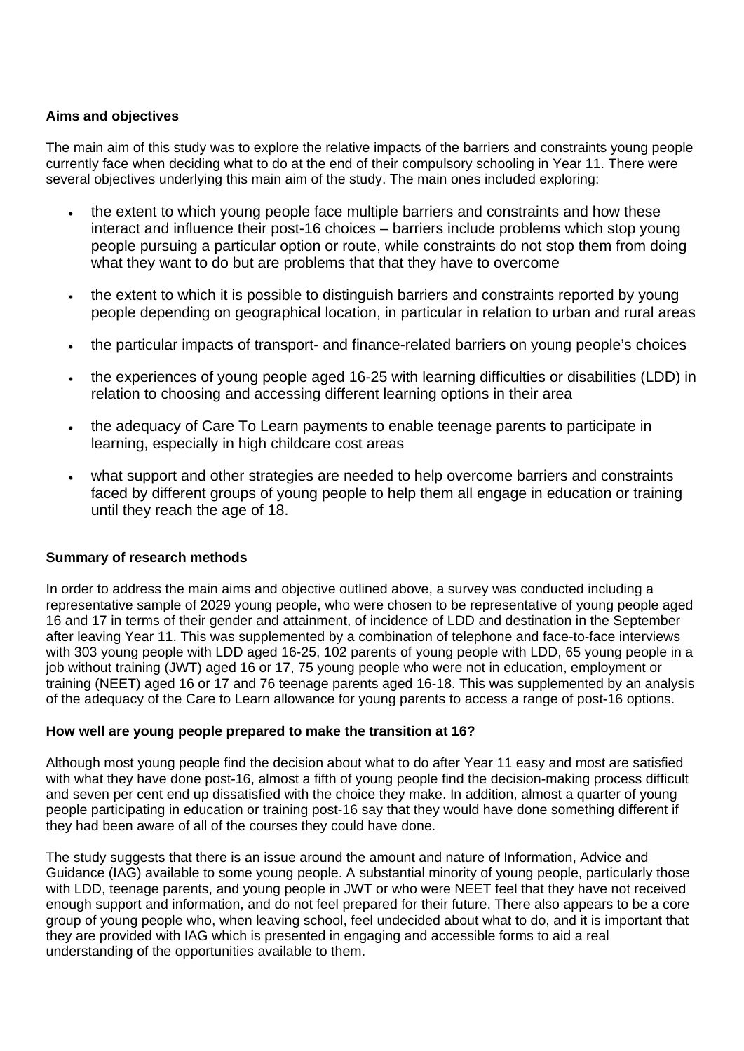**Aims and objectives**

The main aim of this study was to explore the relative impacts of the barriers and constraints young people currently face when deciding what to do at the end of their compulsory schooling in Year 11. There were several objectives underlying this main aim of the study. The main ones included exploring:

- the extent to which young people face multiple barriers and constraints and how these interact and influence their post-16 choices – barriers include problems which stop young people pursuing a particular option or route, while constraints do not stop them from doing what they want to do but are problems that that they have to overcome
- the extent to which it is possible to distinguish barriers and constraints reported by young people depending on geographical location, in particular in relation to urban and rural areas
- the particular impacts of transport- and finance-related barriers on young people's choices
- the experiences of young people aged 16-25 with learning difficulties or disabilities (LDD) in relation to choosing and accessing different learning options in their area
- the adequacy of Care To Learn payments to enable teenage parents to participate in learning, especially in high childcare cost areas
- what support and other strategies are needed to help overcome barriers and constraints faced by different groups of young people to help them all engage in education or training until they reach the age of 18.

**Summary of research methods**

In order to address the main aims and objective outlined above, a survey was conducted including a representative sample of 2029 young people, who were chosen to be representative of young people aged 16 and 17 in terms of their gender and attainment, of incidence of LDD and destination in the September after leaving Year 11. This was supplemented by a combination of telephone and face-to-face interviews with 303 young people with LDD aged 16-25, 102 parents of young people with LDD, 65 young people in a job without training (JWT) aged 16 or 17, 75 young people who were not in education, employment or training (NEET) aged 16 or 17 and 76 teenage parents aged 16-18. This was supplemented by an analysis of the adequacy of the Care to Learn allowance for young parents to access a range of post-16 options.

**How well are young people prepared to make the transition at 16?**

Although most young people find the decision about what to do after Year 11 easy and most are satisfied with what they have done post-16, almost a fifth of young people find the decision-making process difficult and seven per cent end up dissatisfied with the choice they make. In addition, almost a quarter of young people participating in education or training post-16 say that they would have done something different if they had been aware of all of the courses they could have done.

The study suggests that there is an issue around the amount and nature of Information, Advice and Guidance (IAG) available to some young people. A substantial minority of young people, particularly those with LDD, teenage parents, and young people in JWT or who were NEET feel that they have not received enough support and information, and do not feel prepared for their future. There also appears to be a core group of young people who, when leaving school, feel undecided about what to do, and it is important that they are provided with IAG which is presented in engaging and accessible forms to aid a real understanding of the opportunities available to them.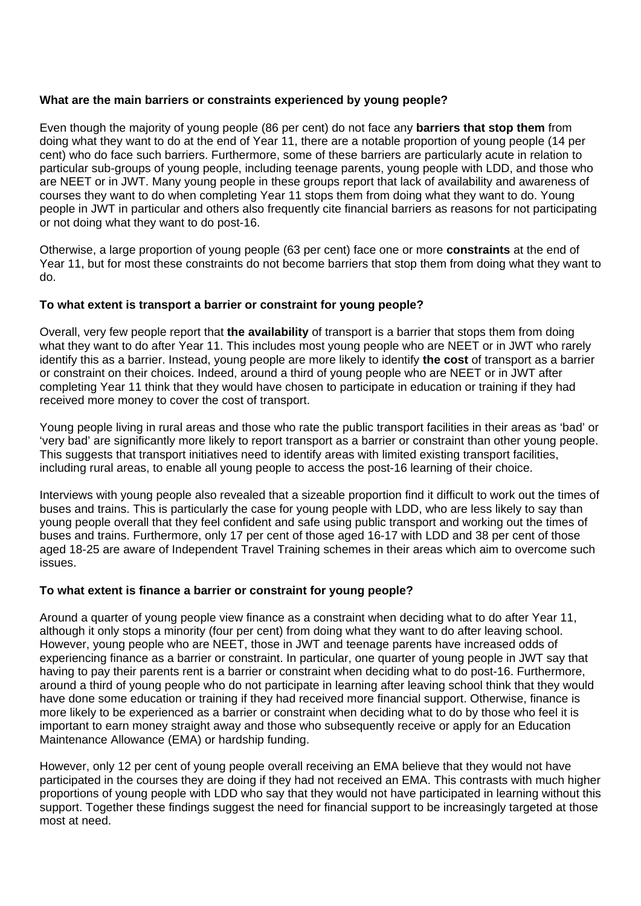**What are the main barriers or constraints experienced by young people?**

Even though the majority of young people (86 per cent) do not face any **barriers that stop them** from doing what they want to do at the end of Year 11, there are a notable proportion of young people (14 per cent) who do face such barriers. Furthermore, some of these barriers are particularly acute in relation to particular sub-groups of young people, including teenage parents, young people with LDD, and those who are NEET or in JWT. Many young people in these groups report that lack of availability and awareness of courses they want to do when completing Year 11 stops them from doing what they want to do. Young people in JWT in particular and others also frequently cite financial barriers as reasons for not participating or not doing what they want to do post-16.

Otherwise, a large proportion of young people (63 per cent) face one or more **constraints** at the end of Year 11, but for most these constraints do not become barriers that stop them from doing what they want to do.

**To what extent is transport a barrier or constraint for young people?**

Overall, very few people report that **the availability** of transport is a barrier that stops them from doing what they want to do after Year 11. This includes most young people who are NEET or in JWT who rarely identify this as a barrier. Instead, young people are more likely to identify **the cost** of transport as a barrier or constraint on their choices. Indeed, around a third of young people who are NEET or in JWT after completing Year 11 think that they would have chosen to participate in education or training if they had received more money to cover the cost of transport.

Young people living in rural areas and those who rate the public transport facilities in their areas as 'bad' or 'very bad' are significantly more likely to report transport as a barrier or constraint than other young people. This suggests that transport initiatives need to identify areas with limited existing transport facilities, including rural areas, to enable all young people to access the post-16 learning of their choice.

Interviews with young people also revealed that a sizeable proportion find it difficult to work out the times of buses and trains. This is particularly the case for young people with LDD, who are less likely to say than young people overall that they feel confident and safe using public transport and working out the times of buses and trains. Furthermore, only 17 per cent of those aged 16-17 with LDD and 38 per cent of those aged 18-25 are aware of Independent Travel Training schemes in their areas which aim to overcome such issues.

**To what extent is finance a barrier or constraint for young people?**

Around a quarter of young people view finance as a constraint when deciding what to do after Year 11, although it only stops a minority (four per cent) from doing what they want to do after leaving school. However, young people who are NEET, those in JWT and teenage parents have increased odds of experiencing finance as a barrier or constraint. In particular, one quarter of young people in JWT say that having to pay their parents rent is a barrier or constraint when deciding what to do post-16. Furthermore, around a third of young people who do not participate in learning after leaving school think that they would have done some education or training if they had received more financial support. Otherwise, finance is more likely to be experienced as a barrier or constraint when deciding what to do by those who feel it is important to earn money straight away and those who subsequently receive or apply for an Education Maintenance Allowance (EMA) or hardship funding.

However, only 12 per cent of young people overall receiving an EMA believe that they would not have participated in the courses they are doing if they had not received an EMA. This contrasts with much higher proportions of young people with LDD who say that they would not have participated in learning without this support. Together these findings suggest the need for financial support to be increasingly targeted at those most at need.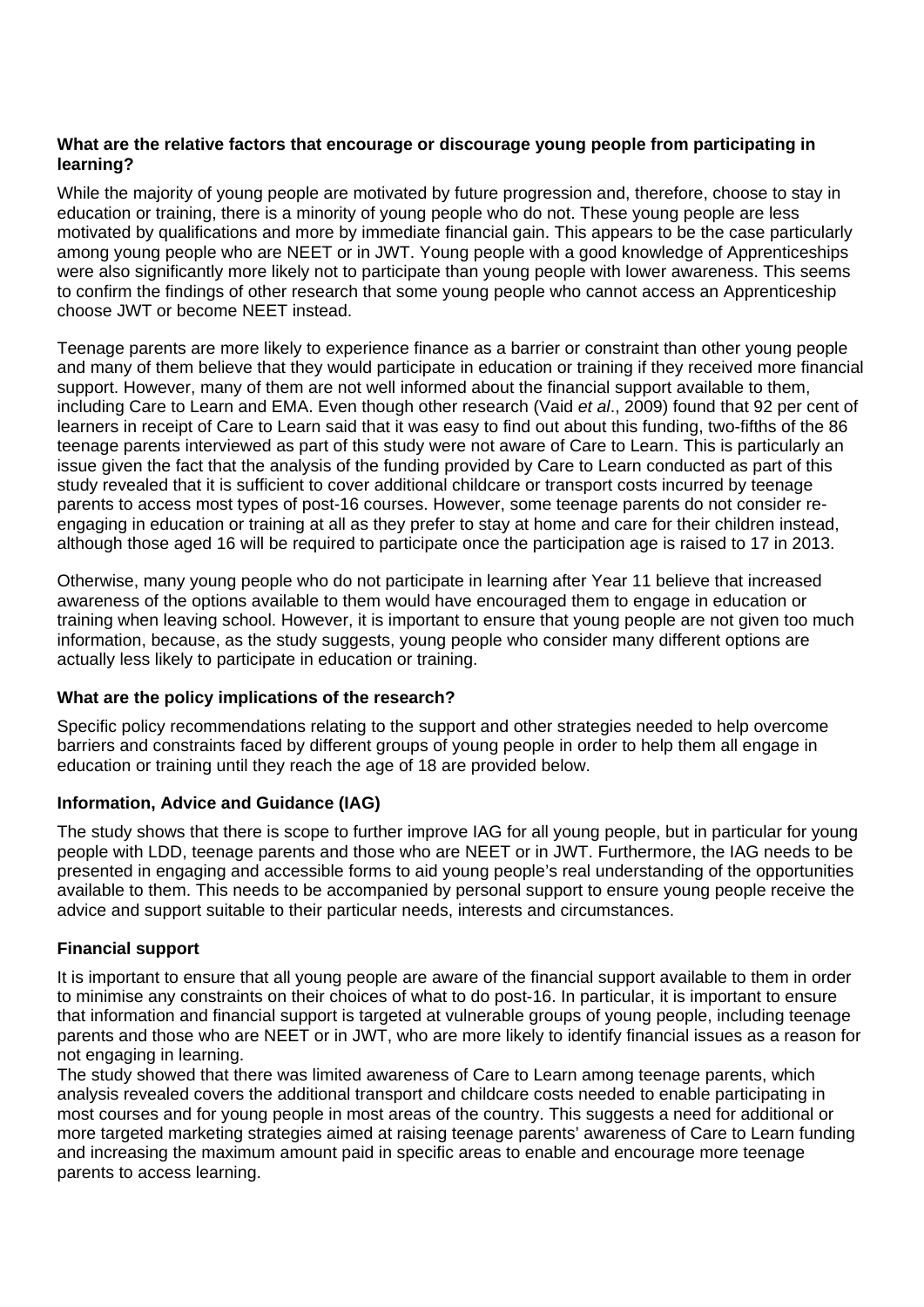### What are the relative factors that encourage or discourage young people from participating in learning?

While the majority of young people are motivated by future progression and, therefore, choose to stay in education or training, there is a minority of young people who do not. These young people are less motivated by qualifications and more by immediate financial gain. This appears to be the case particularly among young people who are NEET or in JWT. Young people with a good knowledge of Apprenticeships were also significantly more likely not to participate than young people with lower awareness. This seems to confirm the findings of other research that some young people who cannot access an Apprenticeship choose JWT or become NEET instead.

Teenage parents are more likely to experience finance as a barrier or constraint than other young people and many of them believe that they would participate in education or training if they received more financial support. However, many of them are not well informed about the financial support available to them, including Care to Learn and EMA. Even though other research (Vaid *et al*., 2009) found that 92 per cent of learners in receipt of Care to Learn said that it was easy to find out about this funding, two-fifths of the 86 teenage parents interviewed as part of this study were not aware of Care to Learn. This is particularly an issue given the fact that the analysis of the funding provided by Care to Learn conducted as part of this study revealed that it is sufficient to cover additional childcare or transport costs incurred by teenage parents to access most types of post-16 courses. However, some teenage parents do not consider re-engaging in education or training at all as they prefer to stay at home and care for their children instead, although those aged 16 will be required to participate once the participation age is raised to 17 in 2013.

Otherwise, many young people who do not participate in learning after Year 11 believe that increased awareness of the options available to them would have encouraged them to engage in education or training when leaving school. However, it is important to ensure that young people are not given too much information, because, as the study suggests, young people who consider many different options are actually less likely to participate in education or training.

### What are the policy implications of the research?

Specific policy recommendations relating to the support and other strategies needed to help overcome barriers and constraints faced by different groups of young people in order to help them all engage in education or training until they reach the age of 18 are provided below.

### Information, Advice and Guidance (IAG)

The study shows that there is scope to further improve IAG for all young people, but in particular for young people with LDD, teenage parents and those who are NEET or in JWT. Furthermore, the IAG needs to be presented in engaging and accessible forms to aid young people's real understanding of the opportunities available to them. This needs to be accompanied by personal support to ensure young people receive the advice and support suitable to their particular needs, interests and circumstances.

### Financial support

It is important to ensure that all young people are aware of the financial support available to them in order to minimise any constraints on their choices of what to do post-16. In particular, it is important to ensure that information and financial support is targeted at vulnerable groups of young people, including teenage parents and those who are NEET or in JWT, who are more likely to identify financial issues as a reason for not engaging in learning.

The study showed that there was limited awareness of Care to Learn among teenage parents, which analysis revealed covers the additional transport and childcare costs needed to enable participating in most courses and for young people in most areas of the country. This suggests a need for additional or more targeted marketing strategies aimed at raising teenage parents' awareness of Care to Learn funding and increasing the maximum amount paid in specific areas to enable and encourage more teenage parents to access learning.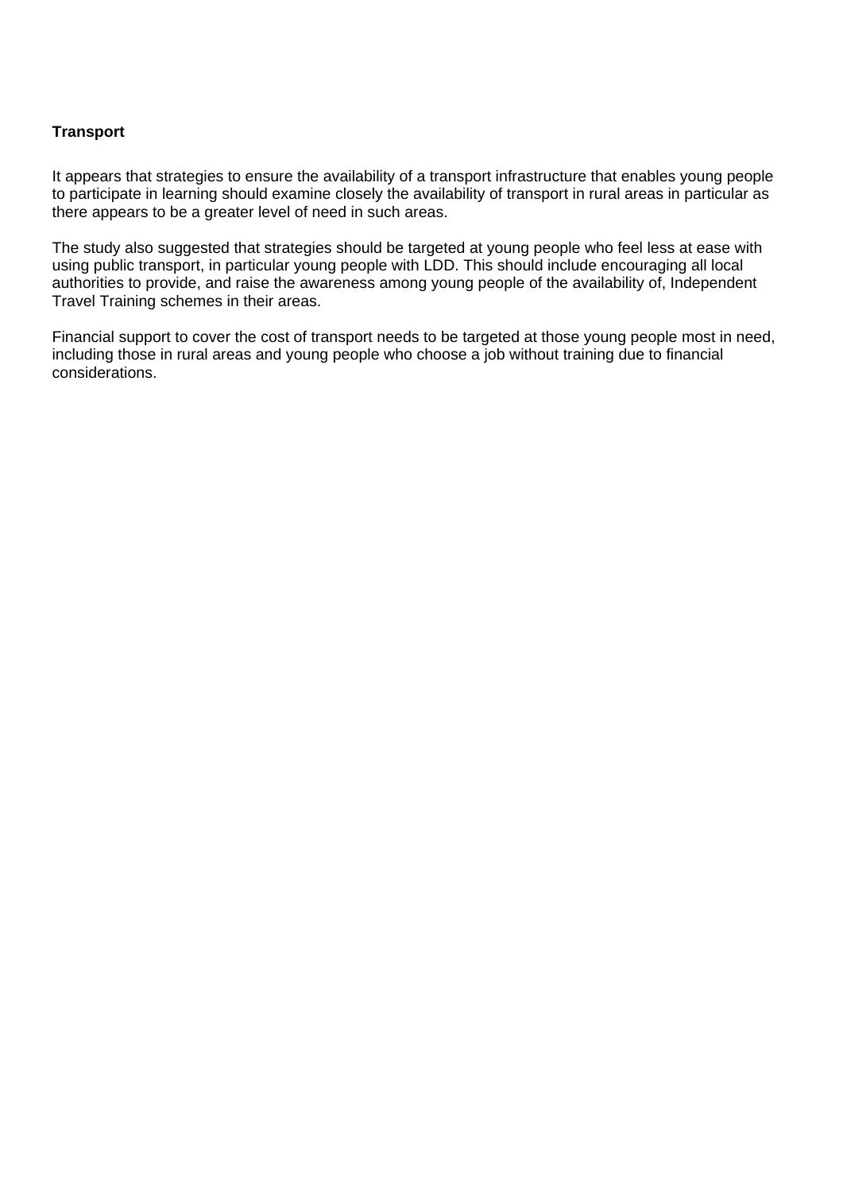**Transport**

It appears that strategies to ensure the availability of a transport infrastructure that enables young people to participate in learning should examine closely the availability of transport in rural areas in particular as there appears to be a greater level of need in such areas.

The study also suggested that strategies should be targeted at young people who feel less at ease with using public transport, in particular young people with LDD. This should include encouraging all local authorities to provide, and raise the awareness among young people of the availability of, Independent Travel Training schemes in their areas.

Financial support to cover the cost of transport needs to be targeted at those young people most in need, including those in rural areas and young people who choose a job without training due to financial considerations.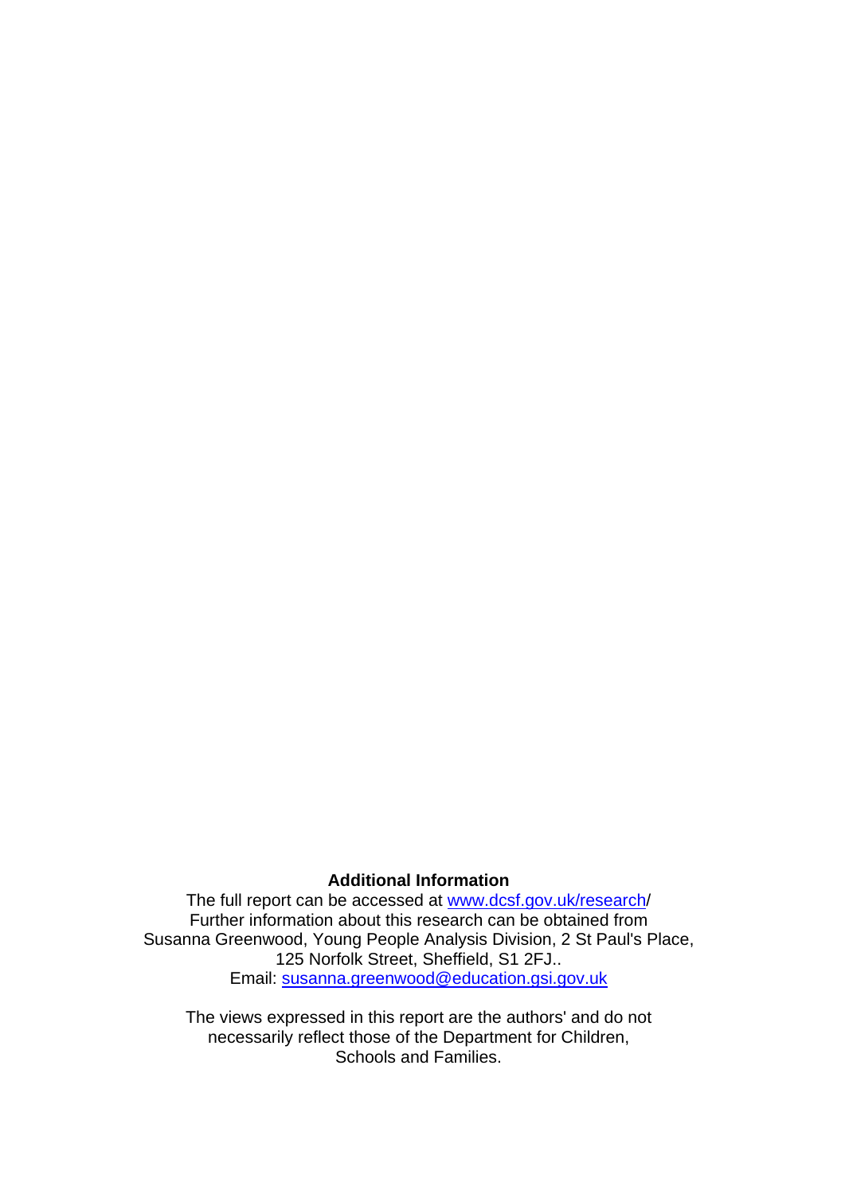**Additional Information**

The full report can be accessed at www.dcsf.gov.uk/research/
Further information about this research can be obtained from
Susanna Greenwood, Young People Analysis Division, 2 St Paul's Place,
125 Norfolk Street, Sheffield, S1 2FJ..
Email: susanna.greenwood@education.gsi.gov.uk

The views expressed in this report are the authors' and do not necessarily reflect those of the Department for Children, Schools and Families.